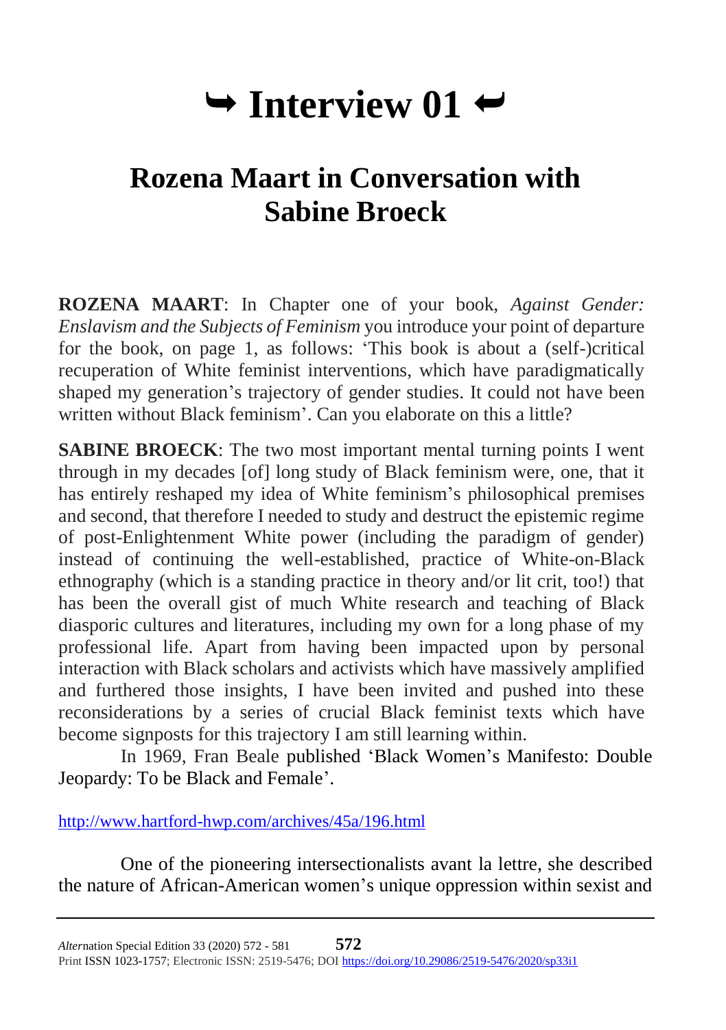# ↪ Interview 01 ↩

## Rozena Maart in Conversation with Sabine Broeck

**ROZENA MAART**: In Chapter one of your book, *Against Gender: Enslavism and the Subjects of Feminism* you introduce your point of departure for the book, on page 1, as follows: 'This book is about a (self-)critical recuperation of White feminist interventions, which have paradigmatically shaped my generation's trajectory of gender studies. It could not have been written without Black feminism'. Can you elaborate on this a little?

**SABINE BROECK**: The two most important mental turning points I went through in my decades [of] long study of Black feminism were, one, that it has entirely reshaped my idea of White feminism's philosophical premises and second, that therefore I needed to study and destruct the epistemic regime of post-Enlightenment White power (including the paradigm of gender) instead of continuing the well-established, practice of White-on-Black ethnography (which is a standing practice in theory and/or lit crit, too!) that has been the overall gist of much White research and teaching of Black diasporic cultures and literatures, including my own for a long phase of my professional life. Apart from having been impacted upon by personal interaction with Black scholars and activists which have massively amplified and furthered those insights, I have been invited and pushed into these reconsiderations by a series of crucial Black feminist texts which have become signposts for this trajectory I am still learning within.

In 1969, Fran Beale published 'Black Women's Manifesto: Double Jeopardy: To be Black and Female'.

http://www.hartford-hwp.com/archives/45a/196.html

One of the pioneering intersectionalists avant la lettre, she described the nature of African-American women's unique oppression within sexist and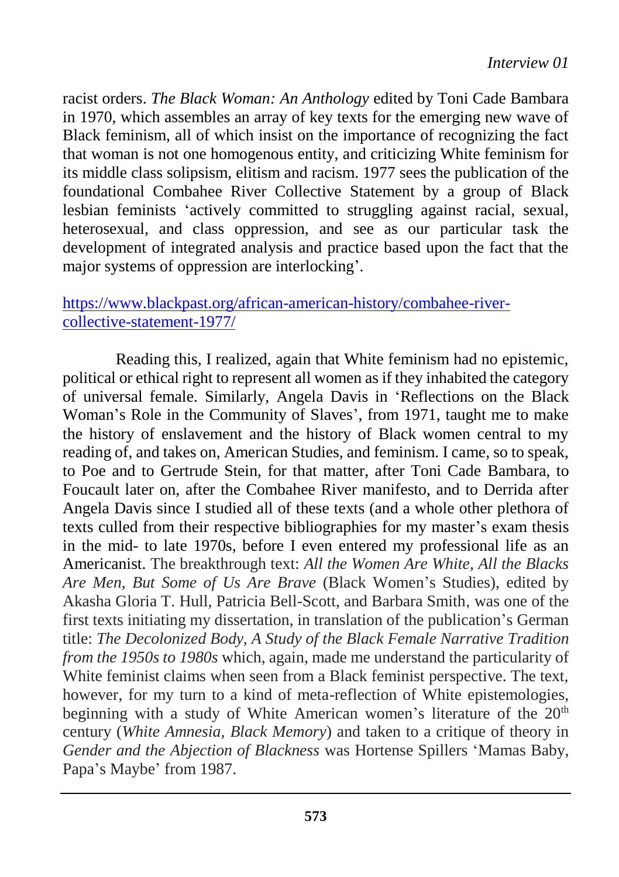racist orders. *The Black Woman: An Anthology* edited by Toni Cade Bambara in 1970, which assembles an array of key texts for the emerging new wave of Black feminism, all of which insist on the importance of recognizing the fact that woman is not one homogenous entity, and criticizing White feminism for its middle class solipsism, elitism and racism. 1977 sees the publication of the foundational Combahee River Collective Statement by a group of Black lesbian feminists 'actively committed to struggling against racial, sexual, heterosexual, and class oppression, and see as our particular task the development of integrated analysis and practice based upon the fact that the major systems of oppression are interlocking'.

https://www.blackpast.org/african-american-history/combahee-river-collective-statement-1977/

Reading this, I realized, again that White feminism had no epistemic, political or ethical right to represent all women as if they inhabited the category of universal female. Similarly, Angela Davis in 'Reflections on the Black Woman's Role in the Community of Slaves', from 1971, taught me to make the history of enslavement and the history of Black women central to my reading of, and takes on, American Studies, and feminism. I came, so to speak, to Poe and to Gertrude Stein, for that matter, after Toni Cade Bambara, to Foucault later on, after the Combahee River manifesto, and to Derrida after Angela Davis since I studied all of these texts (and a whole other plethora of texts culled from their respective bibliographies for my master's exam thesis in the mid- to late 1970s, before I even entered my professional life as an Americanist. The breakthrough text: *All the Women Are White, All the Blacks Are Men, But Some of Us Are Brave* (Black Women's Studies), edited by Akasha Gloria T. Hull, Patricia Bell-Scott, and Barbara Smith, was one of the first texts initiating my dissertation, in translation of the publication's German title: *The Decolonized Body, A Study of the Black Female Narrative Tradition from the 1950s to 1980s* which, again, made me understand the particularity of White feminist claims when seen from a Black feminist perspective. The text, however, for my turn to a kind of meta-reflection of White epistemologies, beginning with a study of White American women's literature of the 20th century (*White Amnesia, Black Memory*) and taken to a critique of theory in *Gender and the Abjection of Blackness* was Hortense Spillers 'Mamas Baby, Papa's Maybe' from 1987.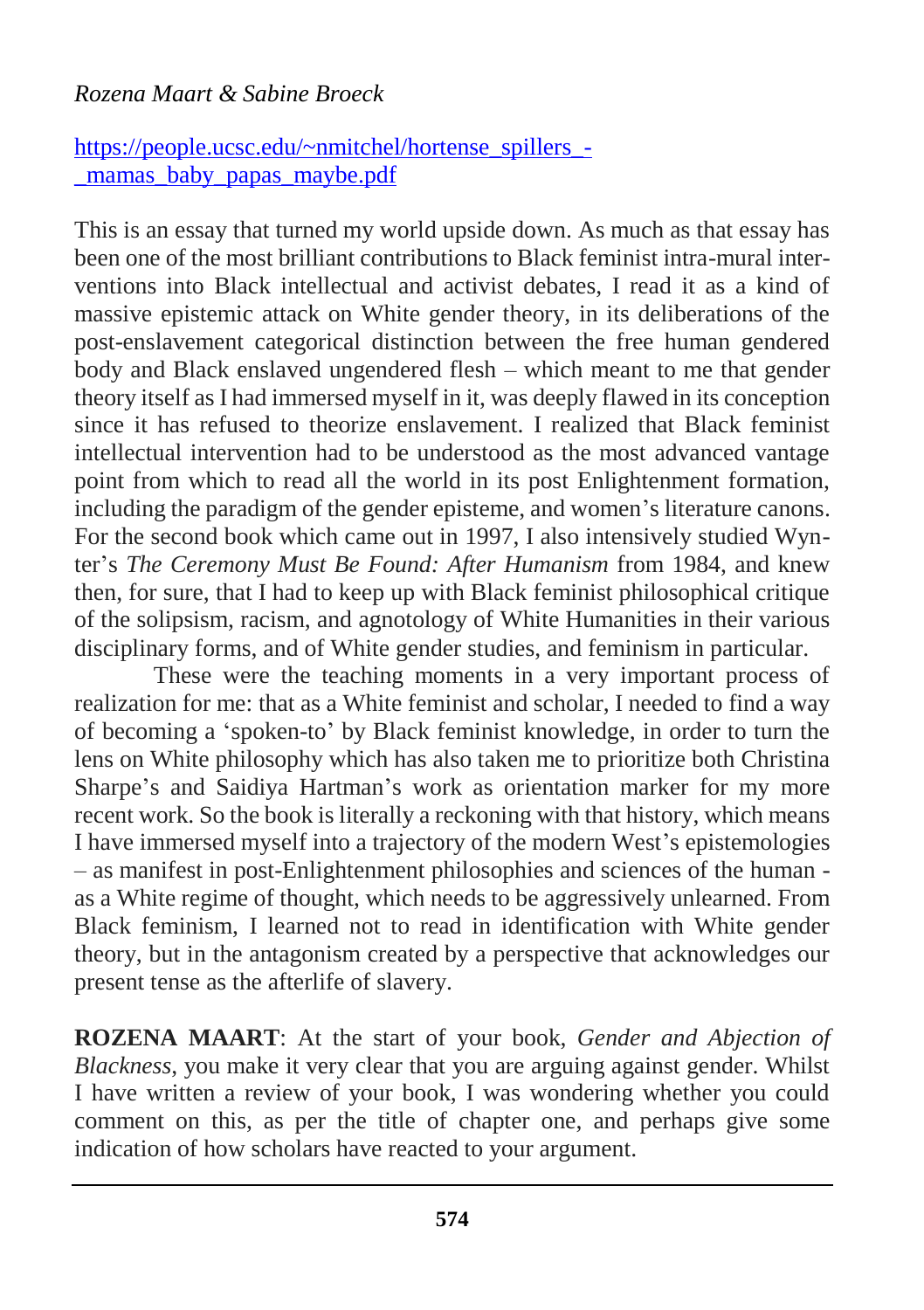https://people.ucsc.edu/~nmitchel/hortense_spillers_-_mamas_baby_papas_maybe.pdf

This is an essay that turned my world upside down. As much as that essay has been one of the most brilliant contributions to Black feminist intra-mural interventions into Black intellectual and activist debates, I read it as a kind of massive epistemic attack on White gender theory, in its deliberations of the post-enslavement categorical distinction between the free human gendered body and Black enslaved ungendered flesh – which meant to me that gender theory itself as I had immersed myself in it, was deeply flawed in its conception since it has refused to theorize enslavement. I realized that Black feminist intellectual intervention had to be understood as the most advanced vantage point from which to read all the world in its post Enlightenment formation, including the paradigm of the gender episteme, and women's literature canons. For the second book which came out in 1997, I also intensively studied Wynter's *The Ceremony Must Be Found: After Humanism* from 1984, and knew then, for sure, that I had to keep up with Black feminist philosophical critique of the solipsism, racism, and agnotology of White Humanities in their various disciplinary forms, and of White gender studies, and feminism in particular.

These were the teaching moments in a very important process of realization for me: that as a White feminist and scholar, I needed to find a way of becoming a 'spoken-to' by Black feminist knowledge, in order to turn the lens on White philosophy which has also taken me to prioritize both Christina Sharpe's and Saidiya Hartman's work as orientation marker for my more recent work. So the book is literally a reckoning with that history, which means I have immersed myself into a trajectory of the modern West's epistemologies – as manifest in post-Enlightenment philosophies and sciences of the human - as a White regime of thought, which needs to be aggressively unlearned. From Black feminism, I learned not to read in identification with White gender theory, but in the antagonism created by a perspective that acknowledges our present tense as the afterlife of slavery.

**ROZENA MAART**: At the start of your book, *Gender and Abjection of Blackness*, you make it very clear that you are arguing against gender. Whilst I have written a review of your book, I was wondering whether you could comment on this, as per the title of chapter one, and perhaps give some indication of how scholars have reacted to your argument.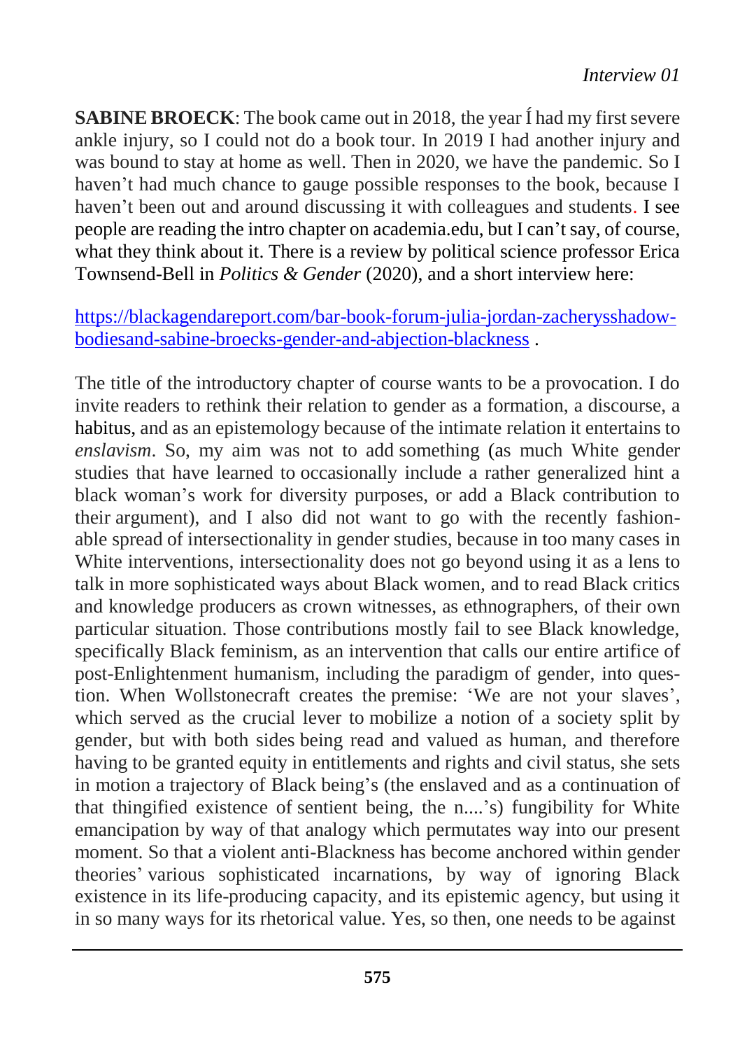**SABINE BROECK**: The book came out in 2018, the year Í had my first severe ankle injury, so I could not do a book tour. In 2019 I had another injury and was bound to stay at home as well. Then in 2020, we have the pandemic. So I haven't had much chance to gauge possible responses to the book, because I haven't been out and around discussing it with colleagues and students. I see people are reading the intro chapter on academia.edu, but I can't say, of course, what they think about it. There is a review by political science professor Erica Townsend-Bell in *Politics & Gender* (2020), and a short interview here:

[https://blackagendareport.com/bar-book-forum-julia-jordan-zacherysshadow-bodiesand-sabine-broecks-gender-and-abjection-blackness](https://blackagendareport.com/bar-book-forum-julia-jordan-zacherysshadow-bodiesand-sabine-broecks-gender-and-abjection-blackness) .

The title of the introductory chapter of course wants to be a provocation. I do invite readers to rethink their relation to gender as a formation, a discourse, a habitus, and as an epistemology because of the intimate relation it entertains to *enslavism*. So, my aim was not to add something (as much White gender studies that have learned to occasionally include a rather generalized hint a black woman's work for diversity purposes, or add a Black contribution to their argument), and I also did not want to go with the recently fashionable spread of intersectionality in gender studies, because in too many cases in White interventions, intersectionality does not go beyond using it as a lens to talk in more sophisticated ways about Black women, and to read Black critics and knowledge producers as crown witnesses, as ethnographers, of their own particular situation. Those contributions mostly fail to see Black knowledge, specifically Black feminism, as an intervention that calls our entire artifice of post-Enlightenment humanism, including the paradigm of gender, into question. When Wollstonecraft creates the premise: 'We are not your slaves', which served as the crucial lever to mobilize a notion of a society split by gender, but with both sides being read and valued as human, and therefore having to be granted equity in entitlements and rights and civil status, she sets in motion a trajectory of Black being's (the enslaved and as a continuation of that thingified existence of sentient being, the n....'s) fungibility for White emancipation by way of that analogy which permutates way into our present moment. So that a violent anti-Blackness has become anchored within gender theories' various sophisticated incarnations, by way of ignoring Black existence in its life-producing capacity, and its epistemic agency, but using it in so many ways for its rhetorical value. Yes, so then, one needs to be against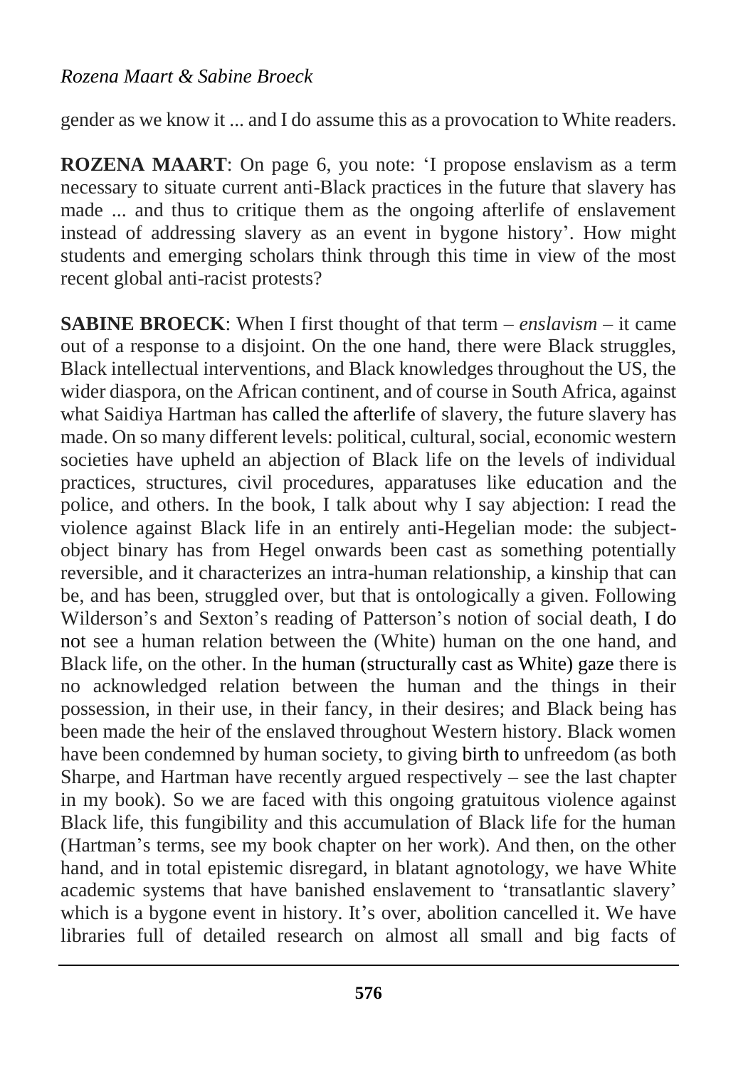gender as we know it ... and I do assume this as a provocation to White readers.

**ROZENA MAART**: On page 6, you note: 'I propose enslavism as a term necessary to situate current anti-Black practices in the future that slavery has made ... and thus to critique them as the ongoing afterlife of enslavement instead of addressing slavery as an event in bygone history'. How might students and emerging scholars think through this time in view of the most recent global anti-racist protests?

**SABINE BROECK**: When I first thought of that term – *enslavism* – it came out of a response to a disjoint. On the one hand, there were Black struggles, Black intellectual interventions, and Black knowledges throughout the US, the wider diaspora, on the African continent, and of course in South Africa, against what Saidiya Hartman has called the afterlife of slavery, the future slavery has made. On so many different levels: political, cultural, social, economic western societies have upheld an abjection of Black life on the levels of individual practices, structures, civil procedures, apparatuses like education and the police, and others. In the book, I talk about why I say abjection: I read the violence against Black life in an entirely anti-Hegelian mode: the subject-object binary has from Hegel onwards been cast as something potentially reversible, and it characterizes an intra-human relationship, a kinship that can be, and has been, struggled over, but that is ontologically a given. Following Wilderson's and Sexton's reading of Patterson's notion of social death, I do not see a human relation between the (White) human on the one hand, and Black life, on the other. In the human (structurally cast as White) gaze there is no acknowledged relation between the human and the things in their possession, in their use, in their fancy, in their desires; and Black being has been made the heir of the enslaved throughout Western history. Black women have been condemned by human society, to giving birth to unfreedom (as both Sharpe, and Hartman have recently argued respectively – see the last chapter in my book). So we are faced with this ongoing gratuitous violence against Black life, this fungibility and this accumulation of Black life for the human (Hartman's terms, see my book chapter on her work). And then, on the other hand, and in total epistemic disregard, in blatant agnotology, we have White academic systems that have banished enslavement to 'transatlantic slavery' which is a bygone event in history. It's over, abolition cancelled it. We have libraries full of detailed research on almost all small and big facts of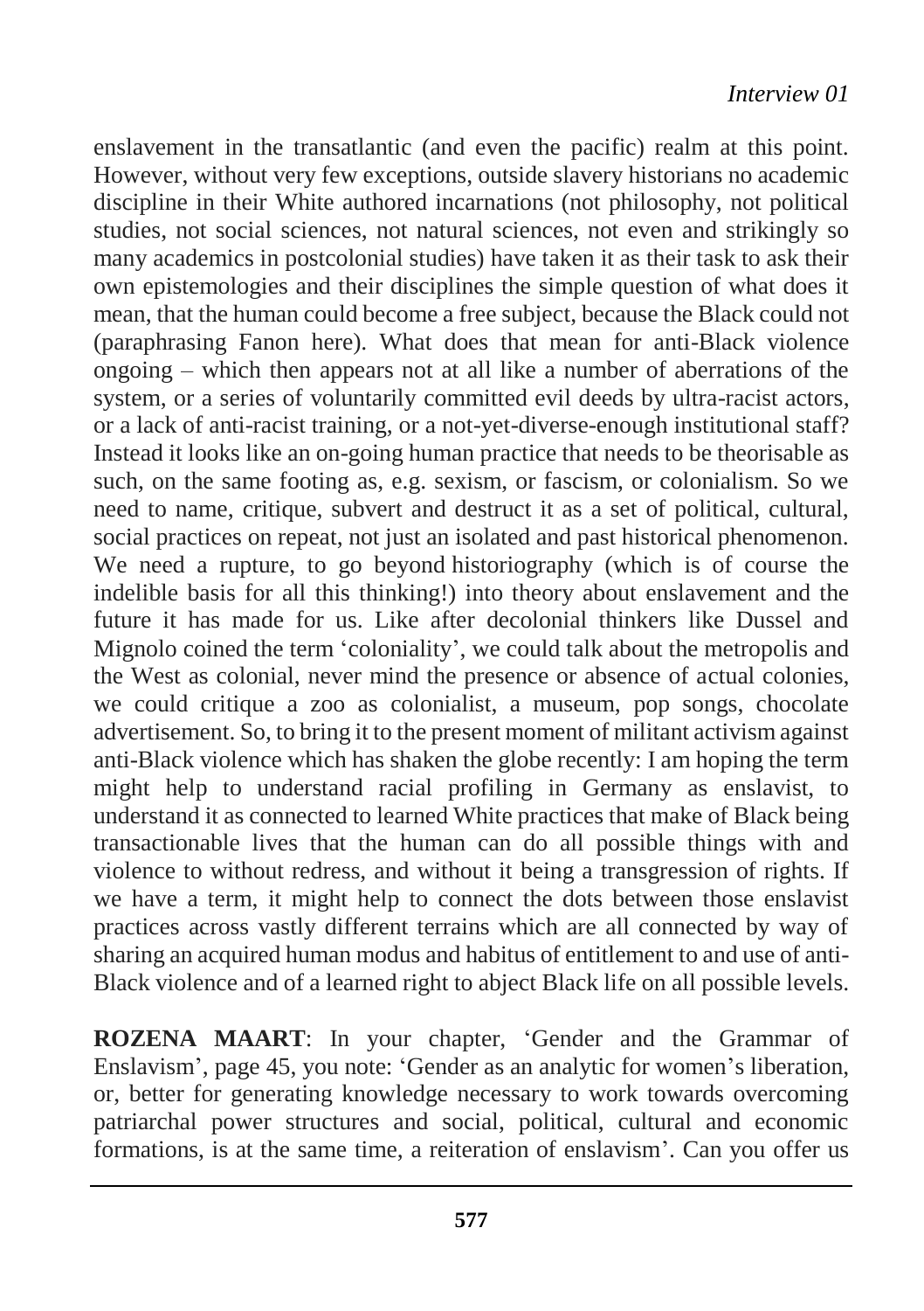enslavement in the transatlantic (and even the pacific) realm at this point. However, without very few exceptions, outside slavery historians no academic discipline in their White authored incarnations (not philosophy, not political studies, not social sciences, not natural sciences, not even and strikingly so many academics in postcolonial studies) have taken it as their task to ask their own epistemologies and their disciplines the simple question of what does it mean, that the human could become a free subject, because the Black could not (paraphrasing Fanon here). What does that mean for anti-Black violence ongoing – which then appears not at all like a number of aberrations of the system, or a series of voluntarily committed evil deeds by ultra-racist actors, or a lack of anti-racist training, or a not-yet-diverse-enough institutional staff? Instead it looks like an on-going human practice that needs to be theorisable as such, on the same footing as, e.g. sexism, or fascism, or colonialism. So we need to name, critique, subvert and destruct it as a set of political, cultural, social practices on repeat, not just an isolated and past historical phenomenon. We need a rupture, to go beyond historiography (which is of course the indelible basis for all this thinking!) into theory about enslavement and the future it has made for us. Like after decolonial thinkers like Dussel and Mignolo coined the term 'coloniality', we could talk about the metropolis and the West as colonial, never mind the presence or absence of actual colonies, we could critique a zoo as colonialist, a museum, pop songs, chocolate advertisement. So, to bring it to the present moment of militant activism against anti-Black violence which has shaken the globe recently: I am hoping the term might help to understand racial profiling in Germany as enslavist, to understand it as connected to learned White practices that make of Black being transactionable lives that the human can do all possible things with and violence to without redress, and without it being a transgression of rights. If we have a term, it might help to connect the dots between those enslavist practices across vastly different terrains which are all connected by way of sharing an acquired human modus and habitus of entitlement to and use of anti-Black violence and of a learned right to abject Black life on all possible levels.

**ROZENA MAART**: In your chapter, 'Gender and the Grammar of Enslavism', page 45, you note: 'Gender as an analytic for women's liberation, or, better for generating knowledge necessary to work towards overcoming patriarchal power structures and social, political, cultural and economic formations, is at the same time, a reiteration of enslavism'. Can you offer us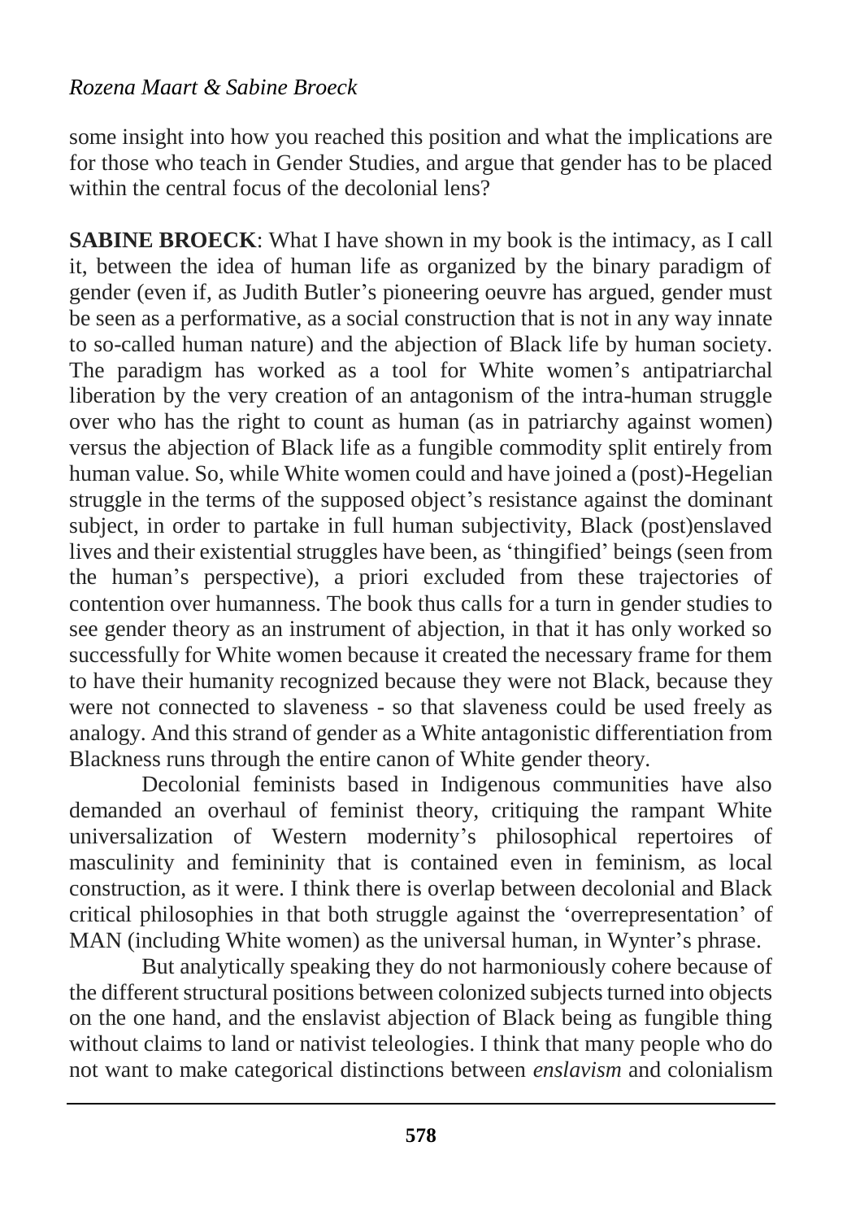some insight into how you reached this position and what the implications are for those who teach in Gender Studies, and argue that gender has to be placed within the central focus of the decolonial lens?

**SABINE BROECK**: What I have shown in my book is the intimacy, as I call it, between the idea of human life as organized by the binary paradigm of gender (even if, as Judith Butler's pioneering oeuvre has argued, gender must be seen as a performative, as a social construction that is not in any way innate to so-called human nature) and the abjection of Black life by human society. The paradigm has worked as a tool for White women's antipatriarchal liberation by the very creation of an antagonism of the intra-human struggle over who has the right to count as human (as in patriarchy against women) versus the abjection of Black life as a fungible commodity split entirely from human value. So, while White women could and have joined a (post)-Hegelian struggle in the terms of the supposed object's resistance against the dominant subject, in order to partake in full human subjectivity, Black (post)enslaved lives and their existential struggles have been, as 'thingified' beings (seen from the human's perspective), a priori excluded from these trajectories of contention over humanness. The book thus calls for a turn in gender studies to see gender theory as an instrument of abjection, in that it has only worked so successfully for White women because it created the necessary frame for them to have their humanity recognized because they were not Black, because they were not connected to slaveness - so that slaveness could be used freely as analogy. And this strand of gender as a White antagonistic differentiation from Blackness runs through the entire canon of White gender theory.

Decolonial feminists based in Indigenous communities have also demanded an overhaul of feminist theory, critiquing the rampant White universalization of Western modernity's philosophical repertoires of masculinity and femininity that is contained even in feminism, as local construction, as it were. I think there is overlap between decolonial and Black critical philosophies in that both struggle against the 'overrepresentation' of MAN (including White women) as the universal human, in Wynter's phrase.

But analytically speaking they do not harmoniously cohere because of the different structural positions between colonized subjects turned into objects on the one hand, and the enslavist abjection of Black being as fungible thing without claims to land or nativist teleologies. I think that many people who do not want to make categorical distinctions between *enslavism* and colonialism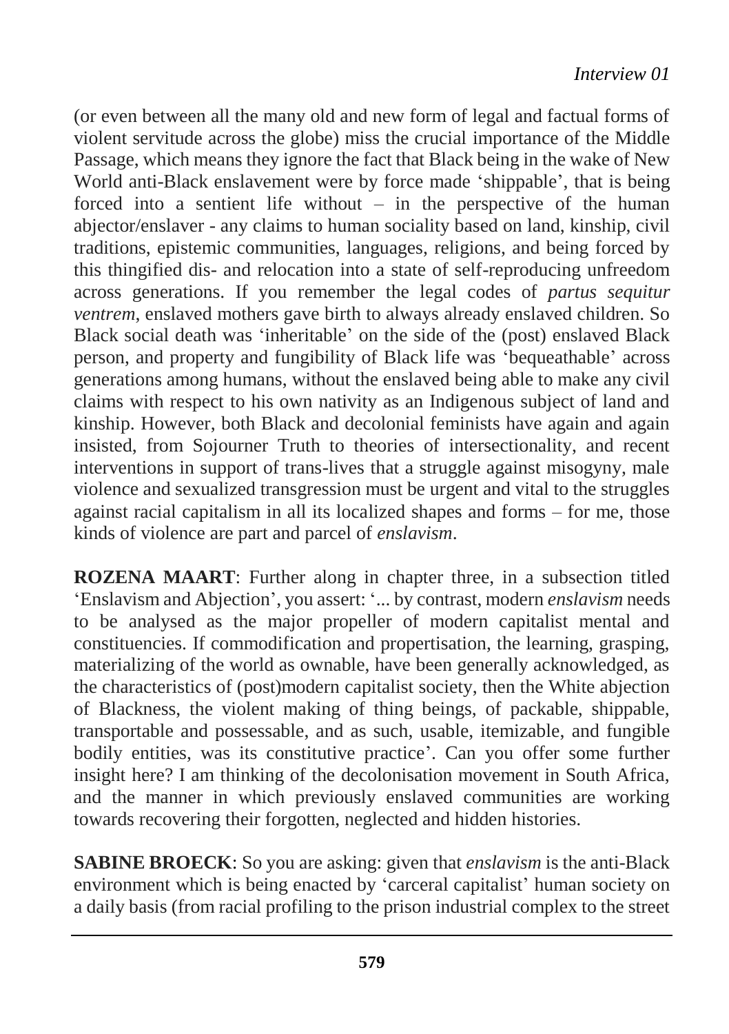(or even between all the many old and new form of legal and factual forms of violent servitude across the globe) miss the crucial importance of the Middle Passage, which means they ignore the fact that Black being in the wake of New World anti-Black enslavement were by force made 'shippable', that is being forced into a sentient life without – in the perspective of the human abjector/enslaver - any claims to human sociality based on land, kinship, civil traditions, epistemic communities, languages, religions, and being forced by this thingified dis- and relocation into a state of self-reproducing unfreedom across generations. If you remember the legal codes of *partus sequitur ventrem*, enslaved mothers gave birth to always already enslaved children. So Black social death was 'inheritable' on the side of the (post) enslaved Black person, and property and fungibility of Black life was 'bequeathable' across generations among humans, without the enslaved being able to make any civil claims with respect to his own nativity as an Indigenous subject of land and kinship. However, both Black and decolonial feminists have again and again insisted, from Sojourner Truth to theories of intersectionality, and recent interventions in support of trans-lives that a struggle against misogyny, male violence and sexualized transgression must be urgent and vital to the struggles against racial capitalism in all its localized shapes and forms – for me, those kinds of violence are part and parcel of *enslavism*.

**ROZENA MAART**: Further along in chapter three, in a subsection titled 'Enslavism and Abjection', you assert: '... by contrast, modern *enslavism* needs to be analysed as the major propeller of modern capitalist mental and constituencies. If commodification and propertisation, the learning, grasping, materializing of the world as ownable, have been generally acknowledged, as the characteristics of (post)modern capitalist society, then the White abjection of Blackness, the violent making of thing beings, of packable, shippable, transportable and possessable, and as such, usable, itemizable, and fungible bodily entities, was its constitutive practice'. Can you offer some further insight here? I am thinking of the decolonisation movement in South Africa, and the manner in which previously enslaved communities are working towards recovering their forgotten, neglected and hidden histories.

**SABINE BROECK**: So you are asking: given that *enslavism* is the anti-Black environment which is being enacted by 'carceral capitalist' human society on a daily basis (from racial profiling to the prison industrial complex to the street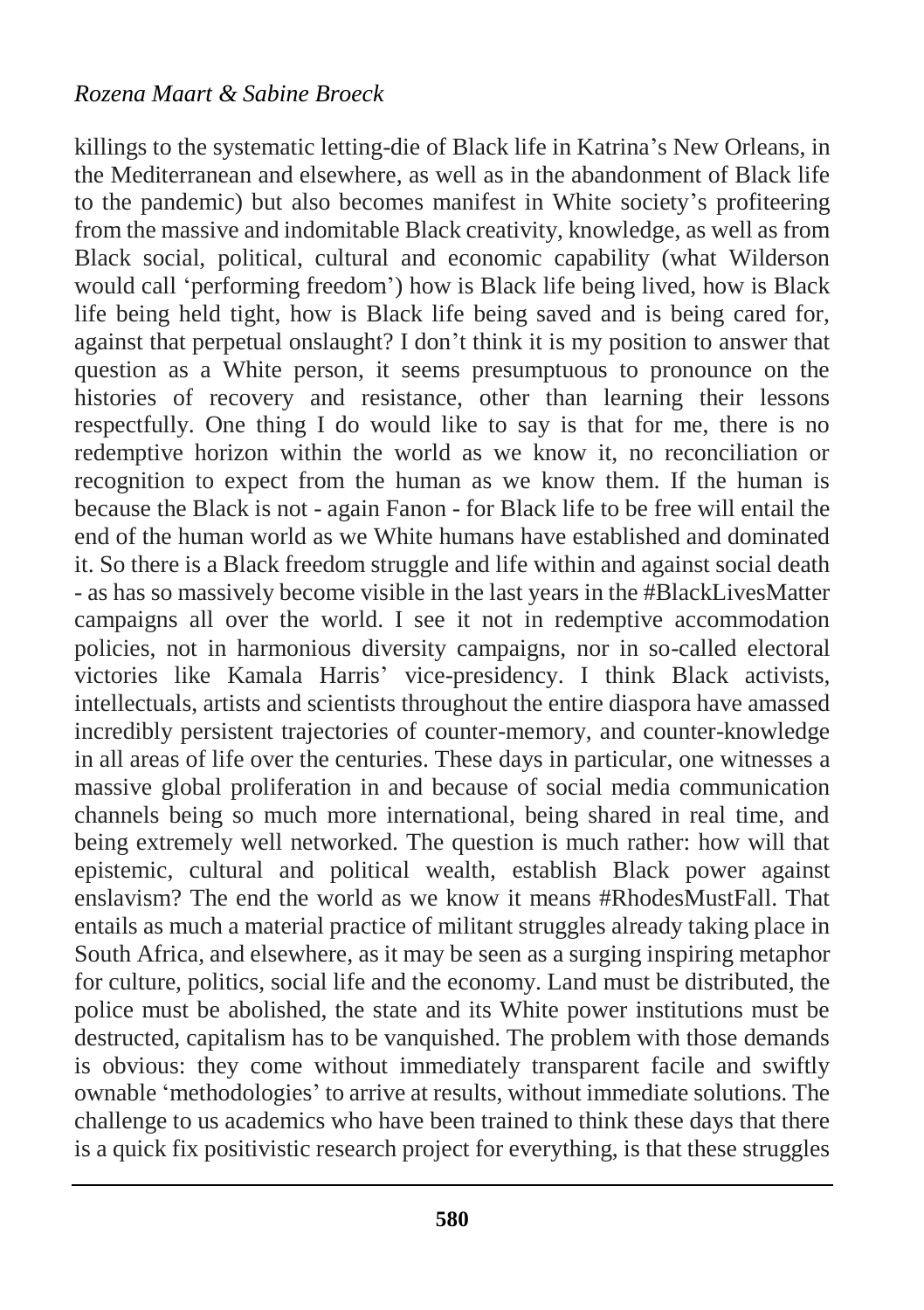killings to the systematic letting-die of Black life in Katrina's New Orleans, in the Mediterranean and elsewhere, as well as in the abandonment of Black life to the pandemic) but also becomes manifest in White society's profiteering from the massive and indomitable Black creativity, knowledge, as well as from Black social, political, cultural and economic capability (what Wilderson would call 'performing freedom') how is Black life being lived, how is Black life being held tight, how is Black life being saved and is being cared for, against that perpetual onslaught? I don't think it is my position to answer that question as a White person, it seems presumptuous to pronounce on the histories of recovery and resistance, other than learning their lessons respectfully. One thing I do would like to say is that for me, there is no redemptive horizon within the world as we know it, no reconciliation or recognition to expect from the human as we know them. If the human is because the Black is not - again Fanon - for Black life to be free will entail the end of the human world as we White humans have established and dominated it. So there is a Black freedom struggle and life within and against social death - as has so massively become visible in the last years in the #BlackLivesMatter campaigns all over the world. I see it not in redemptive accommodation policies, not in harmonious diversity campaigns, nor in so-called electoral victories like Kamala Harris' vice-presidency. I think Black activists, intellectuals, artists and scientists throughout the entire diaspora have amassed incredibly persistent trajectories of counter-memory, and counter-knowledge in all areas of life over the centuries. These days in particular, one witnesses a massive global proliferation in and because of social media communication channels being so much more international, being shared in real time, and being extremely well networked. The question is much rather: how will that epistemic, cultural and political wealth, establish Black power against enslavism? The end the world as we know it means #RhodesMustFall. That entails as much a material practice of militant struggles already taking place in South Africa, and elsewhere, as it may be seen as a surging inspiring metaphor for culture, politics, social life and the economy. Land must be distributed, the police must be abolished, the state and its White power institutions must be destructed, capitalism has to be vanquished. The problem with those demands is obvious: they come without immediately transparent facile and swiftly ownable 'methodologies' to arrive at results, without immediate solutions. The challenge to us academics who have been trained to think these days that there is a quick fix positivistic research project for everything, is that these struggles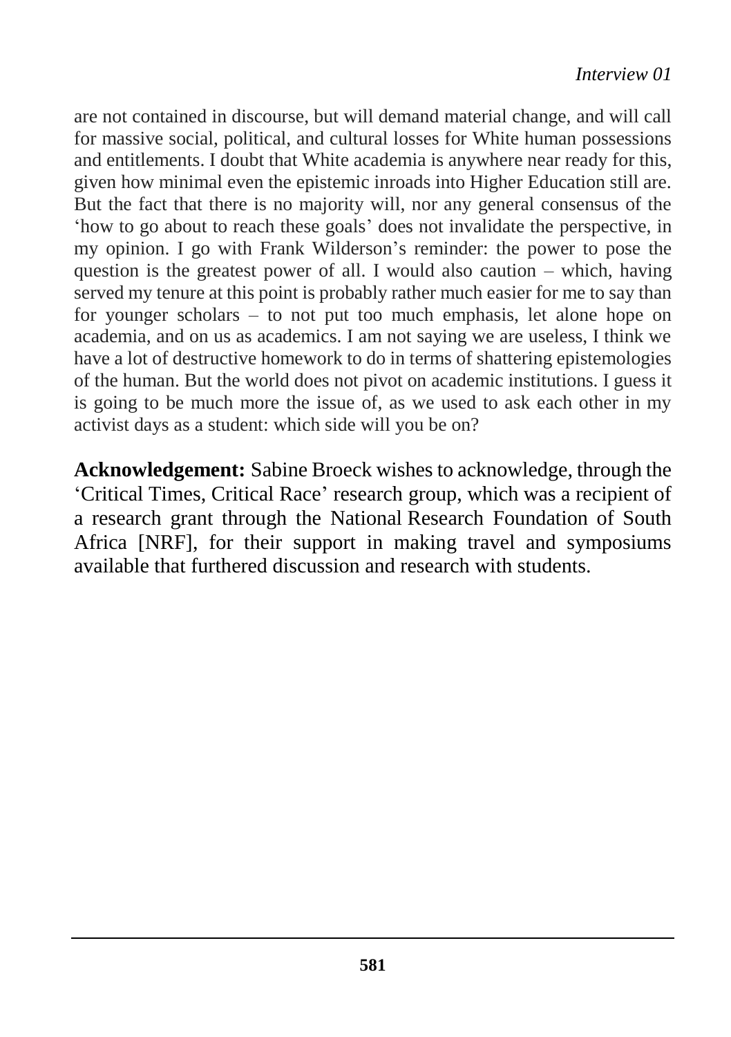are not contained in discourse, but will demand material change, and will call for massive social, political, and cultural losses for White human possessions and entitlements. I doubt that White academia is anywhere near ready for this, given how minimal even the epistemic inroads into Higher Education still are. But the fact that there is no majority will, nor any general consensus of the 'how to go about to reach these goals' does not invalidate the perspective, in my opinion. I go with Frank Wilderson's reminder: the power to pose the question is the greatest power of all. I would also caution – which, having served my tenure at this point is probably rather much easier for me to say than for younger scholars – to not put too much emphasis, let alone hope on academia, and on us as academics. I am not saying we are useless, I think we have a lot of destructive homework to do in terms of shattering epistemologies of the human. But the world does not pivot on academic institutions. I guess it is going to be much more the issue of, as we used to ask each other in my activist days as a student: which side will you be on?

**Acknowledgement:** Sabine Broeck wishes to acknowledge, through the 'Critical Times, Critical Race' research group, which was a recipient of a research grant through the National Research Foundation of South Africa [NRF], for their support in making travel and symposiums available that furthered discussion and research with students.